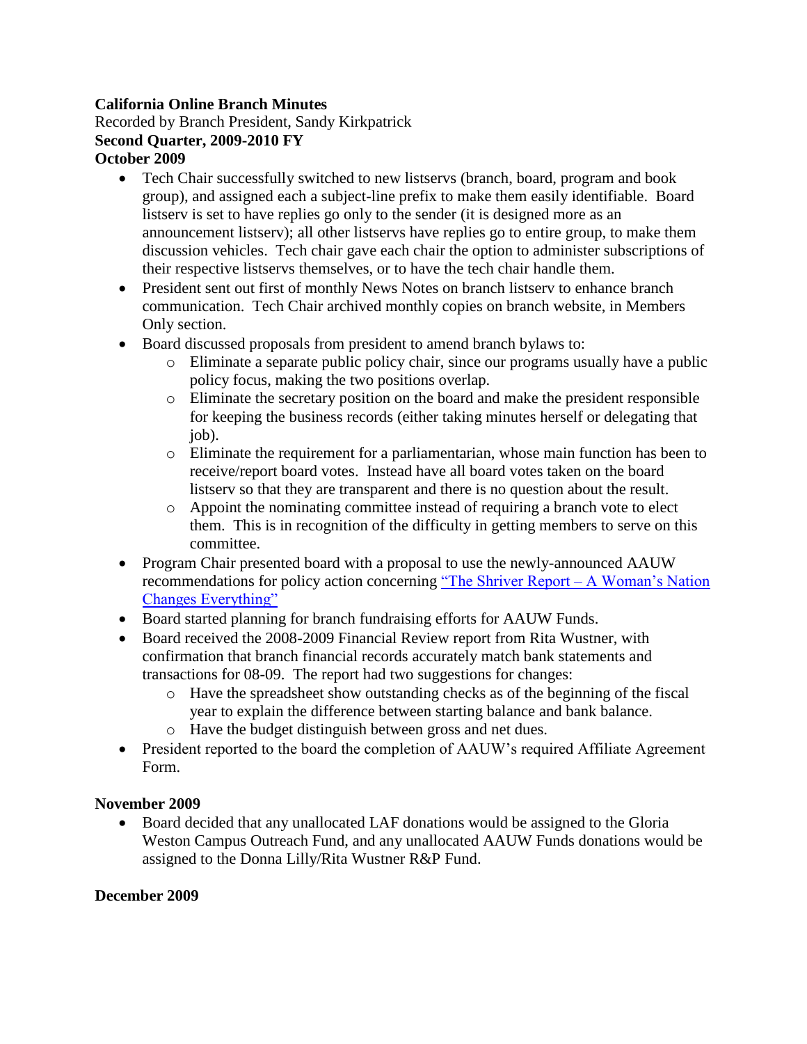**California Online Branch Minutes**
Recorded by Branch President, Sandy Kirkpatrick
**Second Quarter, 2009-2010 FY**
**October 2009**

- Tech Chair successfully switched to new listservs (branch, board, program and book group), and assigned each a subject-line prefix to make them easily identifiable. Board listserv is set to have replies go only to the sender (it is designed more as an announcement listserv); all other listservs have replies go to entire group, to make them discussion vehicles. Tech chair gave each chair the option to administer subscriptions of their respective listservs themselves, or to have the tech chair handle them.
- President sent out first of monthly News Notes on branch listserv to enhance branch communication. Tech Chair archived monthly copies on branch website, in Members Only section.
- Board discussed proposals from president to amend branch bylaws to:
    - Eliminate a separate public policy chair, since our programs usually have a public policy focus, making the two positions overlap.
    - Eliminate the secretary position on the board and make the president responsible for keeping the business records (either taking minutes herself or delegating that job).
    - Eliminate the requirement for a parliamentarian, whose main function has been to receive/report board votes. Instead have all board votes taken on the board listserv so that they are transparent and there is no question about the result.
    - Appoint the nominating committee instead of requiring a branch vote to elect them. This is in recognition of the difficulty in getting members to serve on this committee.
- Program Chair presented board with a proposal to use the newly-announced AAUW recommendations for policy action concerning "The Shriver Report – A Woman's Nation Changes Everything"
- Board started planning for branch fundraising efforts for AAUW Funds.
- Board received the 2008-2009 Financial Review report from Rita Wustner, with confirmation that branch financial records accurately match bank statements and transactions for 08-09. The report had two suggestions for changes:
    - Have the spreadsheet show outstanding checks as of the beginning of the fiscal year to explain the difference between starting balance and bank balance.
    - Have the budget distinguish between gross and net dues.
- President reported to the board the completion of AAUW's required Affiliate Agreement Form.

**November 2009**

- Board decided that any unallocated LAF donations would be assigned to the Gloria Weston Campus Outreach Fund, and any unallocated AAUW Funds donations would be assigned to the Donna Lilly/Rita Wustner R&P Fund.

**December 2009**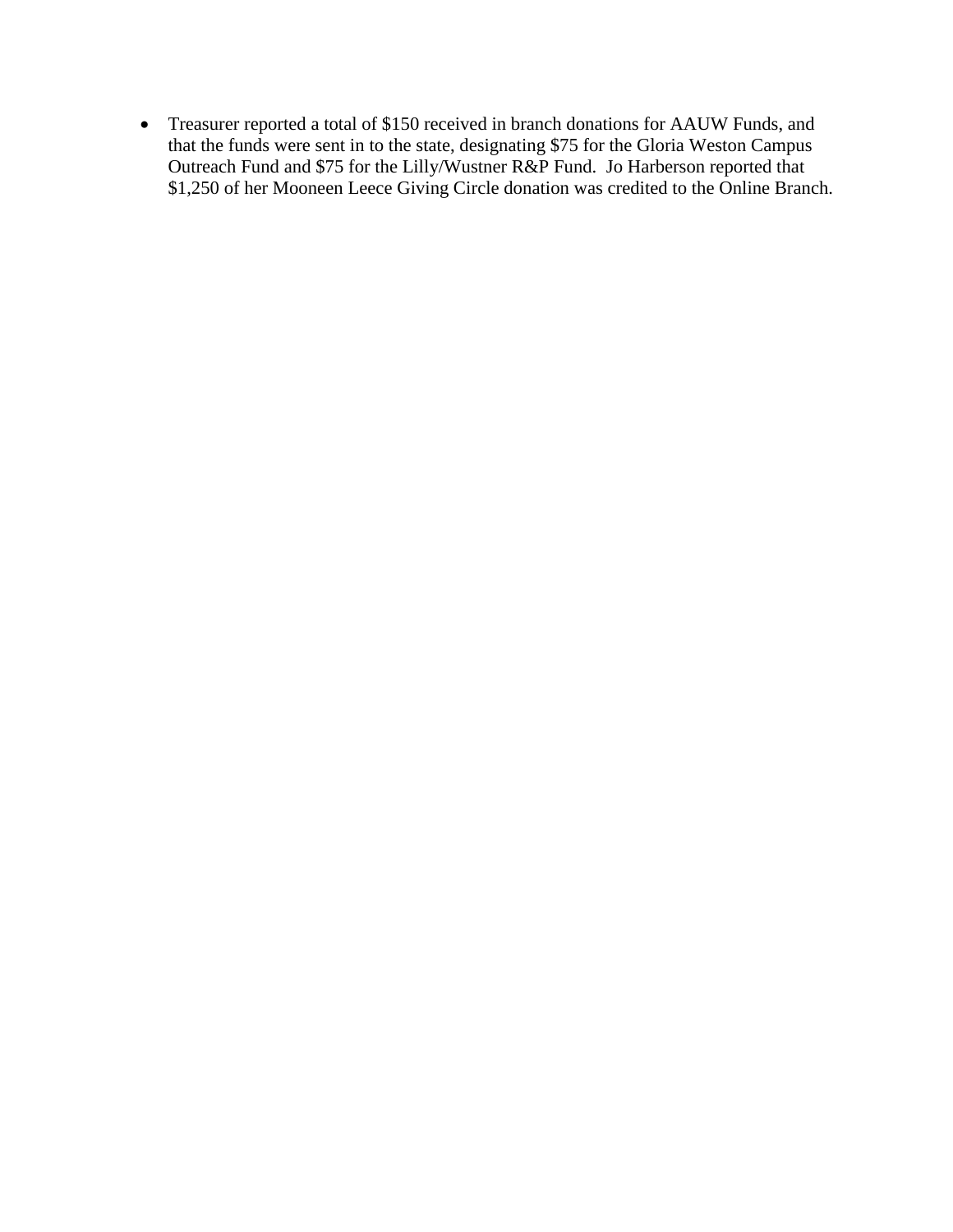- Treasurer reported a total of $150 received in branch donations for AAUW Funds, and that the funds were sent in to the state, designating $75 for the Gloria Weston Campus Outreach Fund and $75 for the Lilly/Wustner R&P Fund.  Jo Harberson reported that $1,250 of her Mooneen Leece Giving Circle donation was credited to the Online Branch.